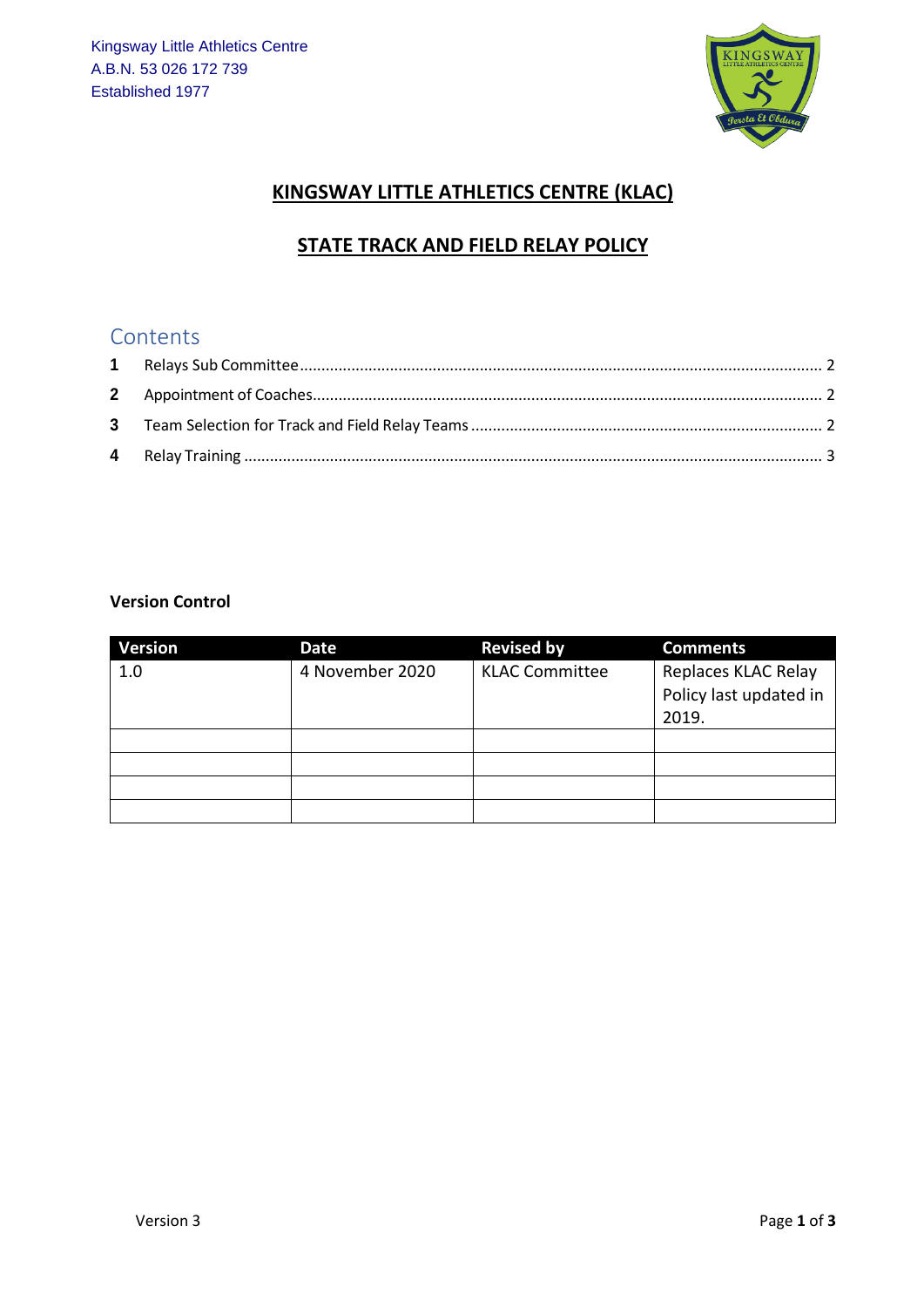Kingsway Little Athletics Centre
A.B.N. 53 026 172 739
Established 1977

# KINGSWAY LITTLE ATHLETICS CENTRE (KLAC)

## STATE TRACK AND FIELD RELAY POLICY

## Contents

1 Relays Sub Committee ........ 2
2 Appointment of Coaches ........ 2
3 Team Selection for Track and Field Relay Teams ........ 2
4 Relay Training ........ 3

**Version Control**

| Version | Date | Revised by | Comments |
|---|---|---|---|
| 1.0 | 4 November 2020 | KLAC Committee | Replaces KLAC Relay Policy last updated in 2019. |
| | | | |
| | | | |
| | | | |
| | | | |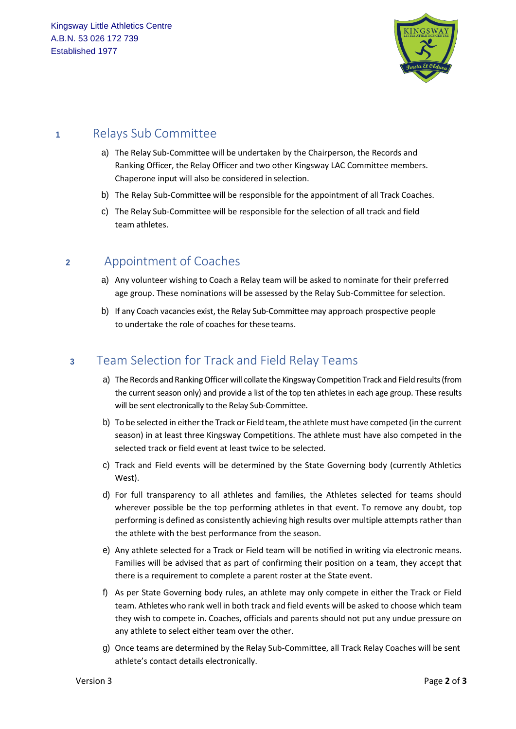Kingsway Little Athletics Centre
A.B.N. 53 026 172 739
Established 1977

## 1 Relays Sub Committee

a) The Relay Sub-Committee will be undertaken by the Chairperson, the Records and Ranking Officer, the Relay Officer and two other Kingsway LAC Committee members. Chaperone input will also be considered in selection.

b) The Relay Sub-Committee will be responsible for the appointment of all Track Coaches.

c) The Relay Sub-Committee will be responsible for the selection of all track and field team athletes.

## 2 Appointment of Coaches

a) Any volunteer wishing to Coach a Relay team will be asked to nominate for their preferred age group. These nominations will be assessed by the Relay Sub-Committee for selection.

b) If any Coach vacancies exist, the Relay Sub-Committee may approach prospective people to undertake the role of coaches for these teams.

## 3 Team Selection for Track and Field Relay Teams

a) The Records and Ranking Officer will collate the Kingsway Competition Track and Field results (from the current season only) and provide a list of the top ten athletes in each age group. These results will be sent electronically to the Relay Sub-Committee.

b) To be selected in either the Track or Field team, the athlete must have competed (in the current season) in at least three Kingsway Competitions. The athlete must have also competed in the selected track or field event at least twice to be selected.

c) Track and Field events will be determined by the State Governing body (currently Athletics West).

d) For full transparency to all athletes and families, the Athletes selected for teams should wherever possible be the top performing athletes in that event. To remove any doubt, top performing is defined as consistently achieving high results over multiple attempts rather than the athlete with the best performance from the season.

e) Any athlete selected for a Track or Field team will be notified in writing via electronic means. Families will be advised that as part of confirming their position on a team, they accept that there is a requirement to complete a parent roster at the State event.

f) As per State Governing body rules, an athlete may only compete in either the Track or Field team. Athletes who rank well in both track and field events will be asked to choose which team they wish to compete in. Coaches, officials and parents should not put any undue pressure on any athlete to select either team over the other.

g) Once teams are determined by the Relay Sub-Committee, all Track Relay Coaches will be sent athlete's contact details electronically.

Version 3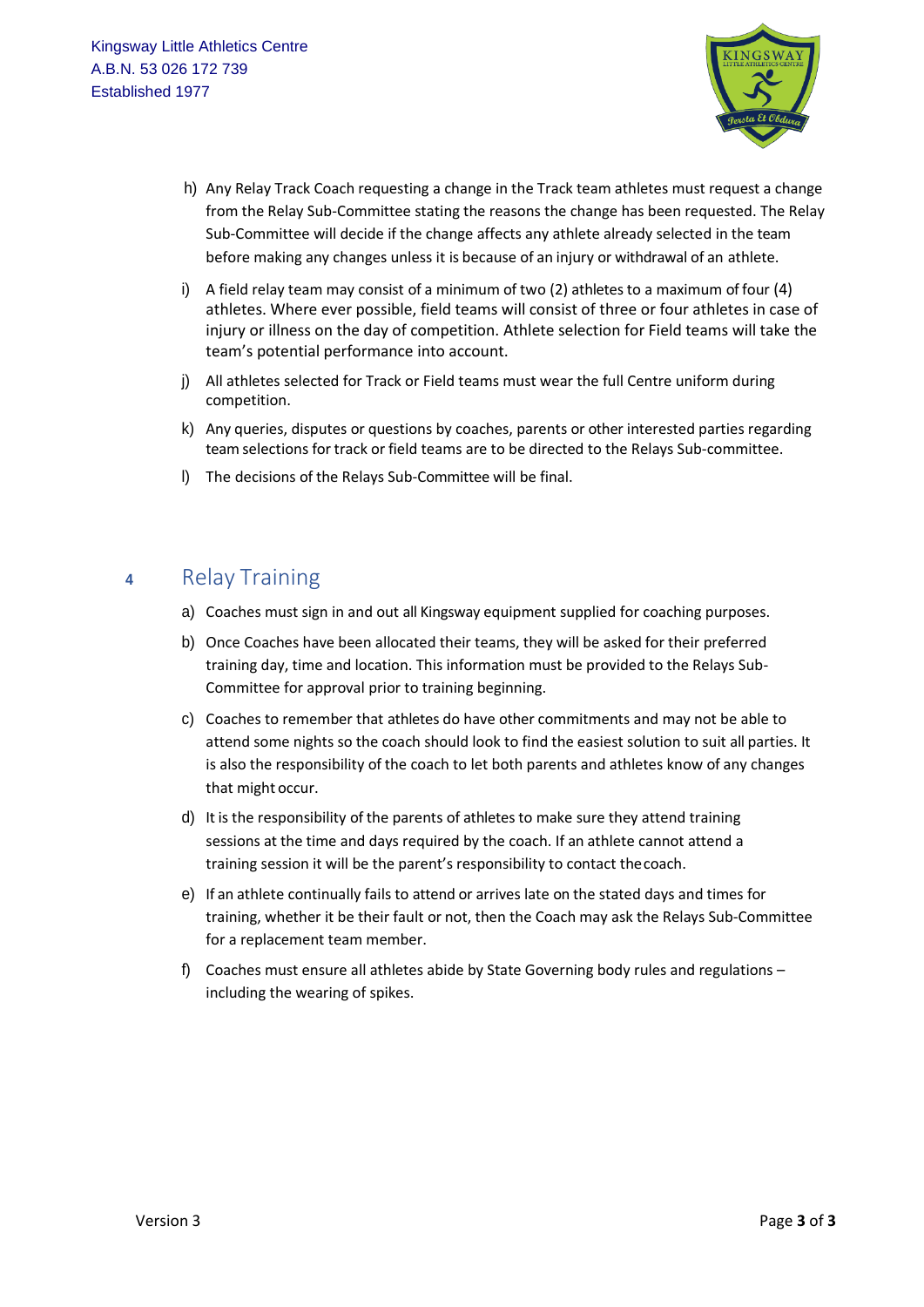h) Any Relay Track Coach requesting a change in the Track team athletes must request a change from the Relay Sub-Committee stating the reasons the change has been requested. The Relay Sub-Committee will decide if the change affects any athlete already selected in the team before making any changes unless it is because of an injury or withdrawal of an athlete.

i) A field relay team may consist of a minimum of two (2) athletes to a maximum of four (4) athletes. Where ever possible, field teams will consist of three or four athletes in case of injury or illness on the day of competition. Athlete selection for Field teams will take the team's potential performance into account.

j) All athletes selected for Track or Field teams must wear the full Centre uniform during competition.

k) Any queries, disputes or questions by coaches, parents or other interested parties regarding team selections for track or field teams are to be directed to the Relays Sub-committee.

l) The decisions of the Relays Sub-Committee will be final.

## 4 Relay Training

a) Coaches must sign in and out all Kingsway equipment supplied for coaching purposes.

b) Once Coaches have been allocated their teams, they will be asked for their preferred training day, time and location. This information must be provided to the Relays Sub-Committee for approval prior to training beginning.

c) Coaches to remember that athletes do have other commitments and may not be able to attend some nights so the coach should look to find the easiest solution to suit all parties. It is also the responsibility of the coach to let both parents and athletes know of any changes that might occur.

d) It is the responsibility of the parents of athletes to make sure they attend training sessions at the time and days required by the coach. If an athlete cannot attend a training session it will be the parent's responsibility to contact the coach.

e) If an athlete continually fails to attend or arrives late on the stated days and times for training, whether it be their fault or not, then the Coach may ask the Relays Sub-Committee for a replacement team member.

f) Coaches must ensure all athletes abide by State Governing body rules and regulations – including the wearing of spikes.